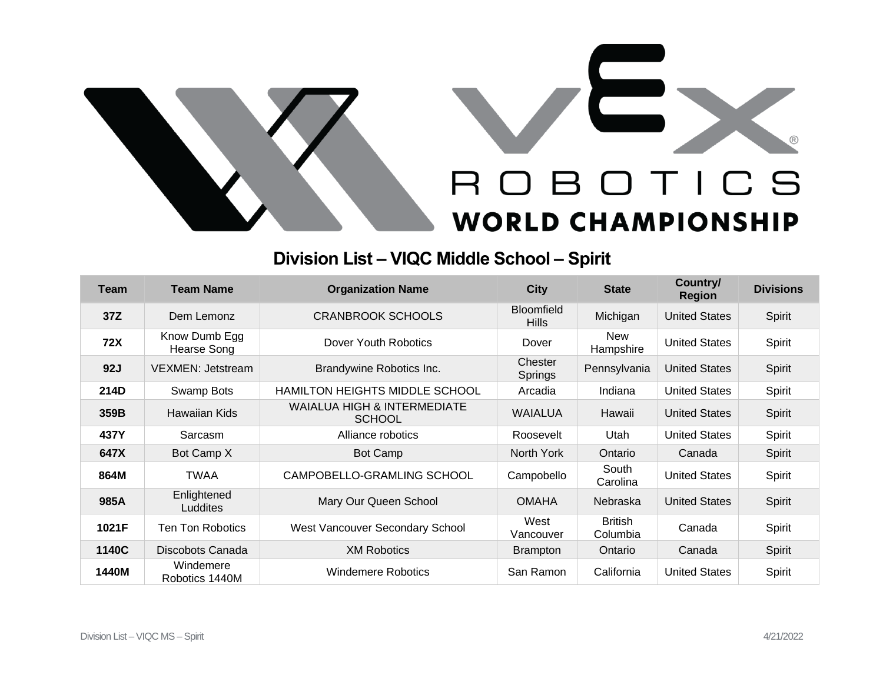# VEX ROBOTICS WORLD CHAMPIONSHIP

## Division List – VIQC Middle School – Spirit

| Team | Team Name | Organization Name | City | State | Country/ Region | Divisions |
|---|---|---|---|---|---|---|
| **37Z** | Dem Lemonz | CRANBROOK SCHOOLS | Bloomfield Hills | Michigan | United States | Spirit |
| **72X** | Know Dumb Egg Hearse Song | Dover Youth Robotics | Dover | New Hampshire | United States | Spirit |
| **92J** | VEXMEN: Jetstream | Brandywine Robotics Inc. | Chester Springs | Pennsylvania | United States | Spirit |
| **214D** | Swamp Bots | HAMILTON HEIGHTS MIDDLE SCHOOL | Arcadia | Indiana | United States | Spirit |
| **359B** | Hawaiian Kids | WAIALUA HIGH & INTERMEDIATE SCHOOL | WAIALUA | Hawaii | United States | Spirit |
| **437Y** | Sarcasm | Alliance robotics | Roosevelt | Utah | United States | Spirit |
| **647X** | Bot Camp X | Bot Camp | North York | Ontario | Canada | Spirit |
| **864M** | TWAA | CAMPOBELLO-GRAMLING SCHOOL | Campobello | South Carolina | United States | Spirit |
| **985A** | Enlightened Luddites | Mary Our Queen School | OMAHA | Nebraska | United States | Spirit |
| **1021F** | Ten Ton Robotics | West Vancouver Secondary School | West Vancouver | British Columbia | Canada | Spirit |
| **1140C** | Discobots Canada | XM Robotics | Brampton | Ontario | Canada | Spirit |
| **1440M** | Windemere Robotics 1440M | Windemere Robotics | San Ramon | California | United States | Spirit |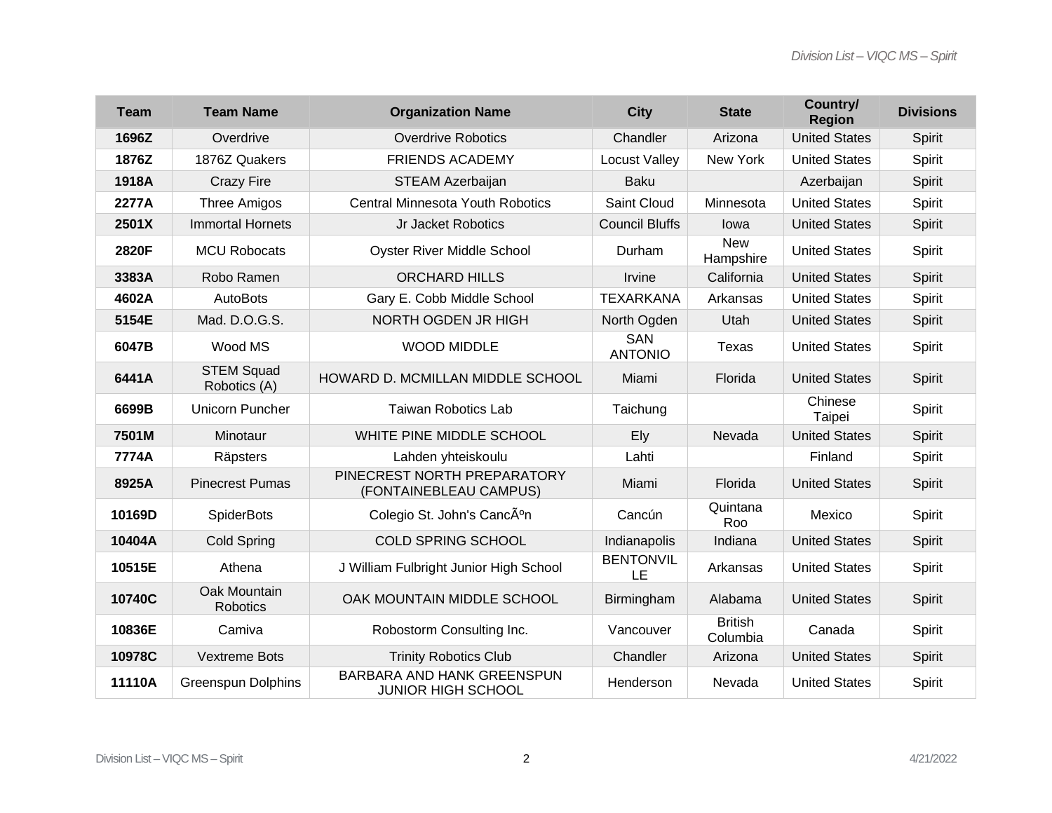| Team | Team Name | Organization Name | City | State | Country/ Region | Divisions |
|---|---|---|---|---|---|---|
| **1696Z** | Overdrive | Overdrive Robotics | Chandler | Arizona | United States | Spirit |
| **1876Z** | 1876Z Quakers | FRIENDS ACADEMY | Locust Valley | New York | United States | Spirit |
| **1918A** | Crazy Fire | STEAM Azerbaijan | Baku | | Azerbaijan | Spirit |
| **2277A** | Three Amigos | Central Minnesota Youth Robotics | Saint Cloud | Minnesota | United States | Spirit |
| **2501X** | Immortal Hornets | Jr Jacket Robotics | Council Bluffs | Iowa | United States | Spirit |
| **2820F** | MCU Robocats | Oyster River Middle School | Durham | New Hampshire | United States | Spirit |
| **3383A** | Robo Ramen | ORCHARD HILLS | Irvine | California | United States | Spirit |
| **4602A** | AutoBots | Gary E. Cobb Middle School | TEXARKANA | Arkansas | United States | Spirit |
| **5154E** | Mad. D.O.G.S. | NORTH OGDEN JR HIGH | North Ogden | Utah | United States | Spirit |
| **6047B** | Wood MS | WOOD MIDDLE | SAN ANTONIO | Texas | United States | Spirit |
| **6441A** | STEM Squad Robotics (A) | HOWARD D. MCMILLAN MIDDLE SCHOOL | Miami | Florida | United States | Spirit |
| **6699B** | Unicorn Puncher | Taiwan Robotics Lab | Taichung | | Chinese Taipei | Spirit |
| **7501M** | Minotaur | WHITE PINE MIDDLE SCHOOL | Ely | Nevada | United States | Spirit |
| **7774A** | Räpsters | Lahden yhteiskoulu | Lahti | | Finland | Spirit |
| **8925A** | Pinecrest Pumas | PINECREST NORTH PREPARATORY (FONTAINEBLEAU CAMPUS) | Miami | Florida | United States | Spirit |
| **10169D** | SpiderBots | Colegio St. John's CancÃºn | Cancún | Quintana Roo | Mexico | Spirit |
| **10404A** | Cold Spring | COLD SPRING SCHOOL | Indianapolis | Indiana | United States | Spirit |
| **10515E** | Athena | J William Fulbright Junior High School | BENTONVILLE | Arkansas | United States | Spirit |
| **10740C** | Oak Mountain Robotics | OAK MOUNTAIN MIDDLE SCHOOL | Birmingham | Alabama | United States | Spirit |
| **10836E** | Camiva | Robostorm Consulting Inc. | Vancouver | British Columbia | Canada | Spirit |
| **10978C** | Vextreme Bots | Trinity Robotics Club | Chandler | Arizona | United States | Spirit |
| **11110A** | Greenspun Dolphins | BARBARA AND HANK GREENSPUN JUNIOR HIGH SCHOOL | Henderson | Nevada | United States | Spirit |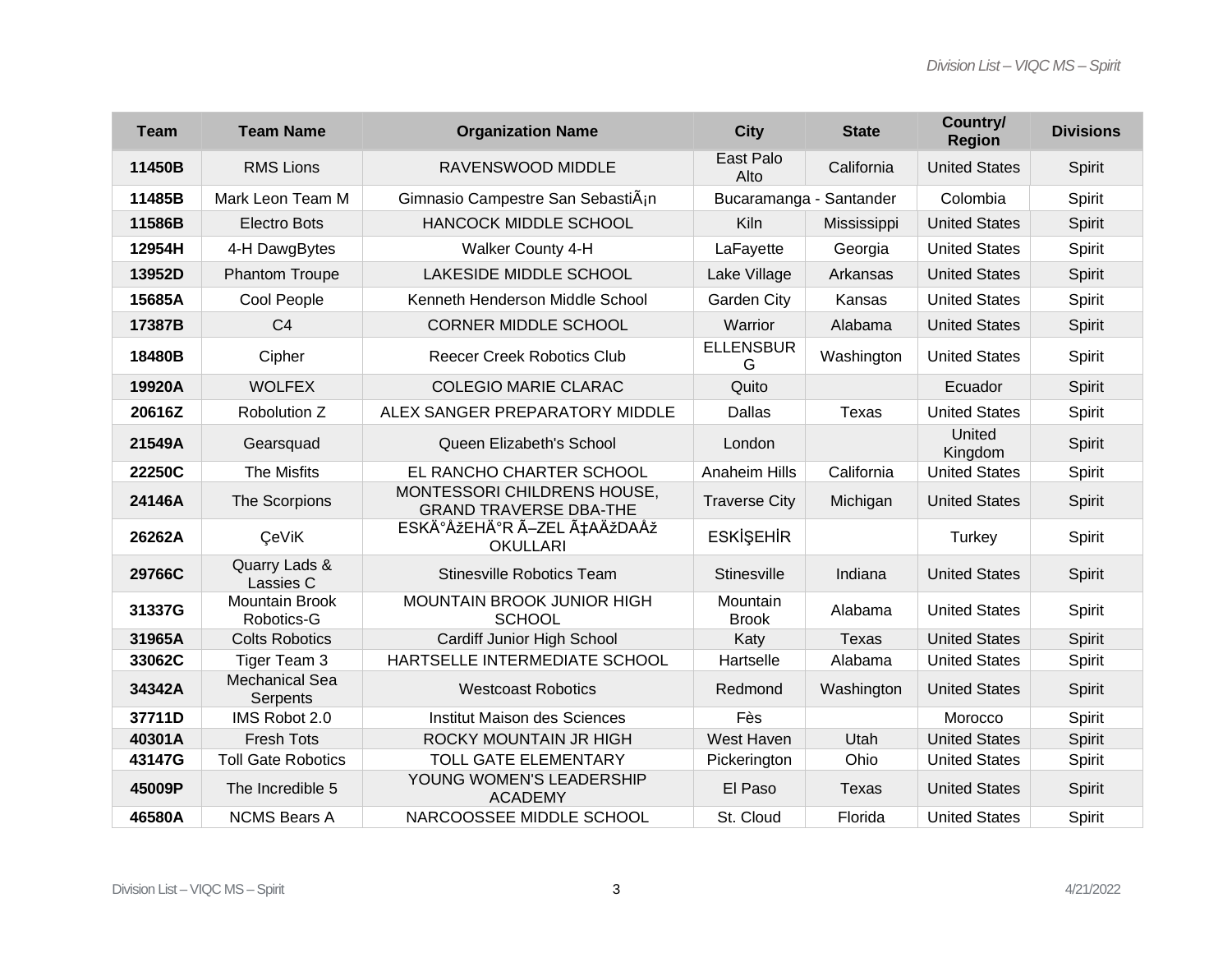| Team | Team Name | Organization Name | City | State | Country/ Region | Divisions |
|---|---|---|---|---|---|---|
| **11450B** | RMS Lions | RAVENSWOOD MIDDLE | East Palo Alto | California | United States | Spirit |
| **11485B** | Mark Leon Team M | Gimnasio Campestre San SebastiÃ¡n | Bucaramanga - Santander | | Colombia | Spirit |
| **11586B** | Electro Bots | HANCOCK MIDDLE SCHOOL | Kiln | Mississippi | United States | Spirit |
| **12954H** | 4-H DawgBytes | Walker County 4-H | LaFayette | Georgia | United States | Spirit |
| **13952D** | Phantom Troupe | LAKESIDE MIDDLE SCHOOL | Lake Village | Arkansas | United States | Spirit |
| **15685A** | Cool People | Kenneth Henderson Middle School | Garden City | Kansas | United States | Spirit |
| **17387B** | C4 | CORNER MIDDLE SCHOOL | Warrior | Alabama | United States | Spirit |
| **18480B** | Cipher | Reecer Creek Robotics Club | ELLENSBURG | Washington | United States | Spirit |
| **19920A** | WOLFEX | COLEGIO MARIE CLARAC | Quito | | Ecuador | Spirit |
| **20616Z** | Robolution Z | ALEX SANGER PREPARATORY MIDDLE | Dallas | Texas | United States | Spirit |
| **21549A** | Gearsquad | Queen Elizabeth's School | London | | United Kingdom | Spirit |
| **22250C** | The Misfits | EL RANCHO CHARTER SCHOOL | Anaheim Hills | California | United States | Spirit |
| **24146A** | The Scorpions | MONTESSORI CHILDRENS HOUSE, GRAND TRAVERSE DBA-THE | Traverse City | Michigan | United States | Spirit |
| **26262A** | ÇeViK | ESKÄ°ÅžEHÄ°R Ã–ZEL Ã‡AÄžDAÅž OKULLARI | ESKİŞEHİR | | Turkey | Spirit |
| **29766C** | Quarry Lads & Lassies C | Stinesville Robotics Team | Stinesville | Indiana | United States | Spirit |
| **31337G** | Mountain Brook Robotics-G | MOUNTAIN BROOK JUNIOR HIGH SCHOOL | Mountain Brook | Alabama | United States | Spirit |
| **31965A** | Colts Robotics | Cardiff Junior High School | Katy | Texas | United States | Spirit |
| **33062C** | Tiger Team 3 | HARTSELLE INTERMEDIATE SCHOOL | Hartselle | Alabama | United States | Spirit |
| **34342A** | Mechanical Sea Serpents | Westcoast Robotics | Redmond | Washington | United States | Spirit |
| **37711D** | IMS Robot 2.0 | Institut Maison des Sciences | Fès | | Morocco | Spirit |
| **40301A** | Fresh Tots | ROCKY MOUNTAIN JR HIGH | West Haven | Utah | United States | Spirit |
| **43147G** | Toll Gate Robotics | TOLL GATE ELEMENTARY | Pickerington | Ohio | United States | Spirit |
| **45009P** | The Incredible 5 | YOUNG WOMEN'S LEADERSHIP ACADEMY | El Paso | Texas | United States | Spirit |
| **46580A** | NCMS Bears A | NARCOOSSEE MIDDLE SCHOOL | St. Cloud | Florida | United States | Spirit |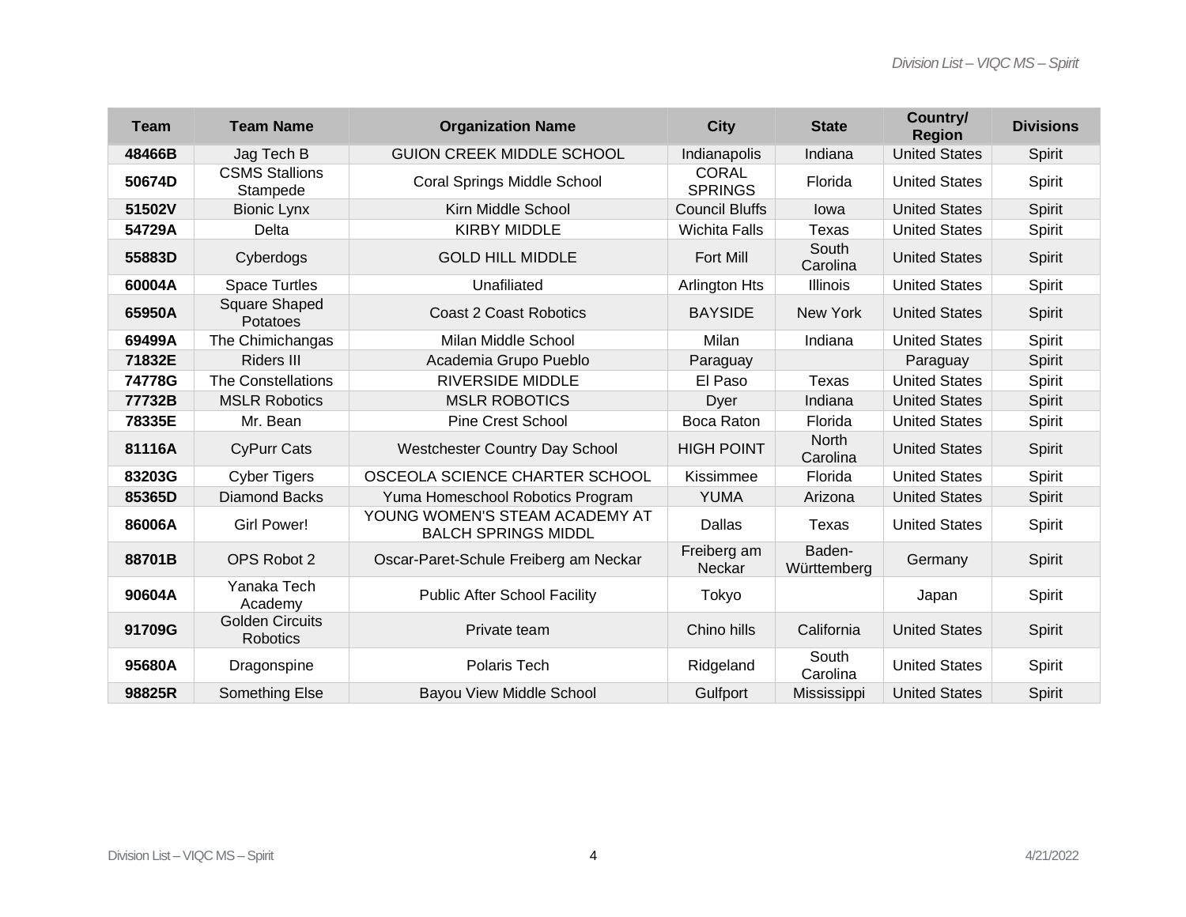| Team | Team Name | Organization Name | City | State | Country/ Region | Divisions |
|---|---|---|---|---|---|---|
| **48466B** | Jag Tech B | GUION CREEK MIDDLE SCHOOL | Indianapolis | Indiana | United States | Spirit |
| **50674D** | CSMS Stallions Stampede | Coral Springs Middle School | CORAL SPRINGS | Florida | United States | Spirit |
| **51502V** | Bionic Lynx | Kirn Middle School | Council Bluffs | Iowa | United States | Spirit |
| **54729A** | Delta | KIRBY MIDDLE | Wichita Falls | Texas | United States | Spirit |
| **55883D** | Cyberdogs | GOLD HILL MIDDLE | Fort Mill | South Carolina | United States | Spirit |
| **60004A** | Space Turtles | Unafiliated | Arlington Hts | Illinois | United States | Spirit |
| **65950A** | Square Shaped Potatoes | Coast 2 Coast Robotics | BAYSIDE | New York | United States | Spirit |
| **69499A** | The Chimichangas | Milan Middle School | Milan | Indiana | United States | Spirit |
| **71832E** | Riders III | Academia Grupo Pueblo | Paraguay | | Paraguay | Spirit |
| **74778G** | The Constellations | RIVERSIDE MIDDLE | El Paso | Texas | United States | Spirit |
| **77732B** | MSLR Robotics | MSLR ROBOTICS | Dyer | Indiana | United States | Spirit |
| **78335E** | Mr. Bean | Pine Crest School | Boca Raton | Florida | United States | Spirit |
| **81116A** | CyPurr Cats | Westchester Country Day School | HIGH POINT | North Carolina | United States | Spirit |
| **83203G** | Cyber Tigers | OSCEOLA SCIENCE CHARTER SCHOOL | Kissimmee | Florida | United States | Spirit |
| **85365D** | Diamond Backs | Yuma Homeschool Robotics Program | YUMA | Arizona | United States | Spirit |
| **86006A** | Girl Power! | YOUNG WOMEN'S STEAM ACADEMY AT BALCH SPRINGS MIDDL | Dallas | Texas | United States | Spirit |
| **88701B** | OPS Robot 2 | Oscar-Paret-Schule Freiberg am Neckar | Freiberg am Neckar | Baden-Württemberg | Germany | Spirit |
| **90604A** | Yanaka Tech Academy | Public After School Facility | Tokyo | | Japan | Spirit |
| **91709G** | Golden Circuits Robotics | Private team | Chino hills | California | United States | Spirit |
| **95680A** | Dragonspine | Polaris Tech | Ridgeland | South Carolina | United States | Spirit |
| **98825R** | Something Else | Bayou View Middle School | Gulfport | Mississippi | United States | Spirit |